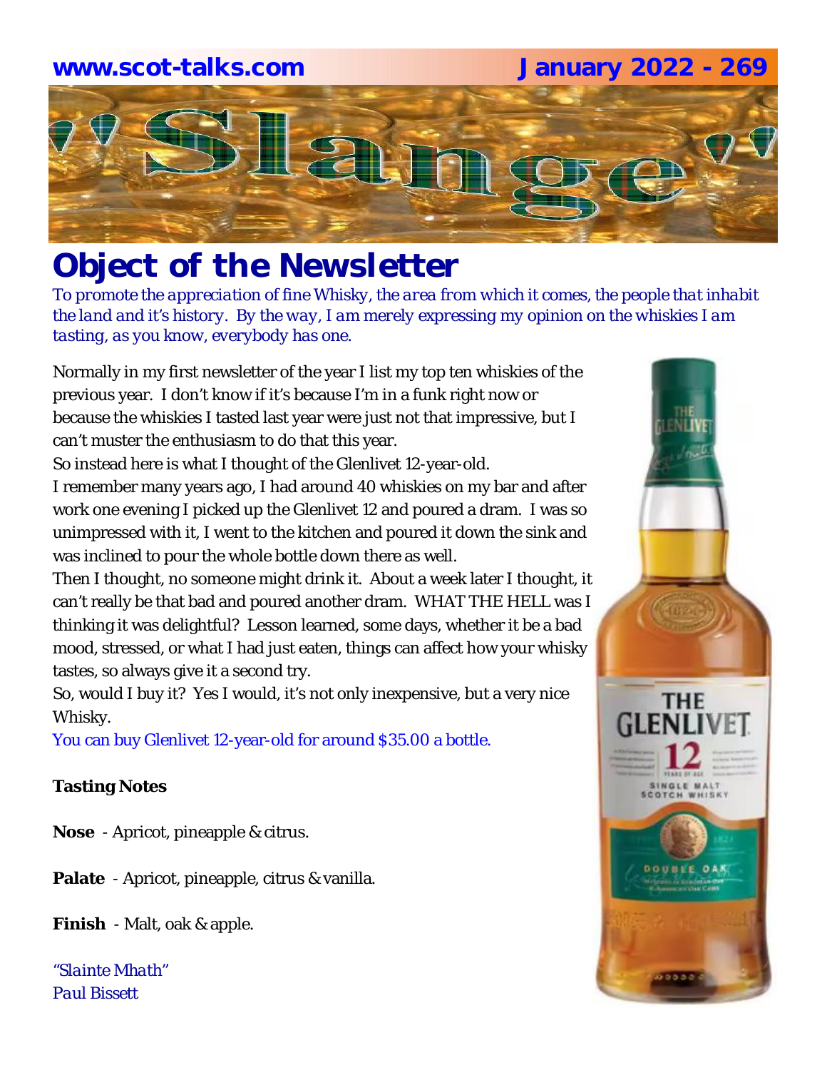www.scot-talks.com January 2022 - 269

# "Slange"

## Object of the Newsletter

*To promote the appreciation of fine Whisky, the area from which it comes, the people that inhabit the land and it's history. By the way, I am merely expressing my opinion on the whiskies I am tasting, as you know, everybody has one.*

Normally in my first newsletter of the year I list my top ten whiskies of the previous year. I don't know if it's because I'm in a funk right now or because the whiskies I tasted last year were just not that impressive, but I can't muster the enthusiasm to do that this year.

So instead here is what I thought of the Glenlivet 12-year-old.

I remember many years ago, I had around 40 whiskies on my bar and after work one evening I picked up the Glenlivet 12 and poured a dram. I was so unimpressed with it, I went to the kitchen and poured it down the sink and was inclined to pour the whole bottle down there as well.

Then I thought, no someone might drink it. About a week later I thought, it can't really be that bad and poured another dram. WHAT THE HELL was I thinking it was delightful? Lesson learned, some days, whether it be a bad mood, stressed, or what I had just eaten, things can affect how your whisky tastes, so always give it a second try.

So, would I buy it? Yes I would, it's not only inexpensive, but a very nice Whisky.

You can buy Glenlivet 12-year-old for around $35.00 a bottle.

**Tasting Notes**

**Nose** - Apricot, pineapple & citrus.

**Palate** - Apricot, pineapple, citrus & vanilla.

**Finish** - Malt, oak & apple.

*"Slainte Mhath"*
*Paul Bissett*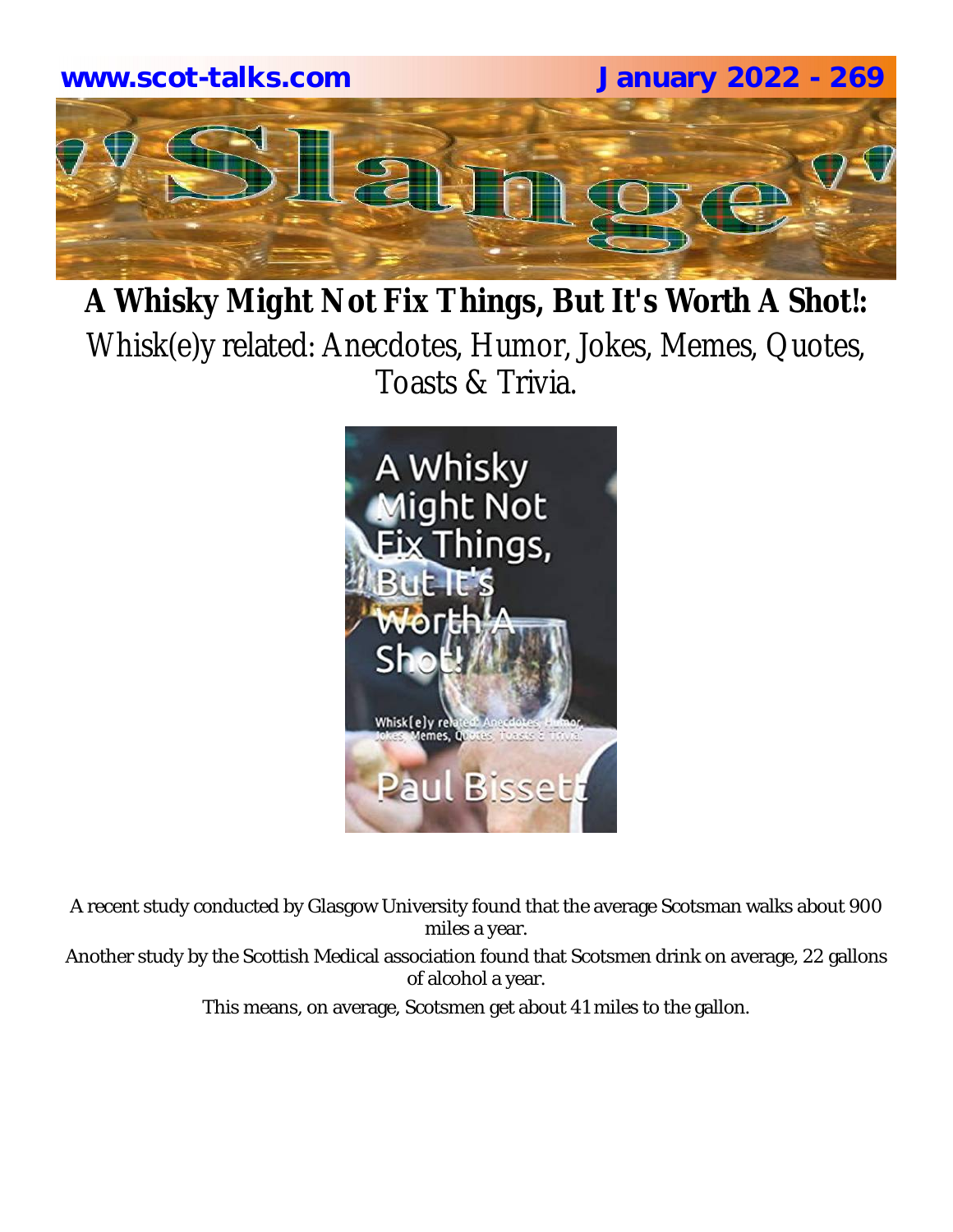# A Whisky Might Not Fix Things, But It's Worth A Shot!:

Whisk(e)y related: Anecdotes, Humor, Jokes, Memes, Quotes, Toasts & Trivia.

A recent study conducted by Glasgow University found that the average Scotsman walks about 900 miles a year.

Another study by the Scottish Medical association found that Scotsmen drink on average, 22 gallons of alcohol a year.

This means, on average, Scotsmen get about 41 miles to the gallon.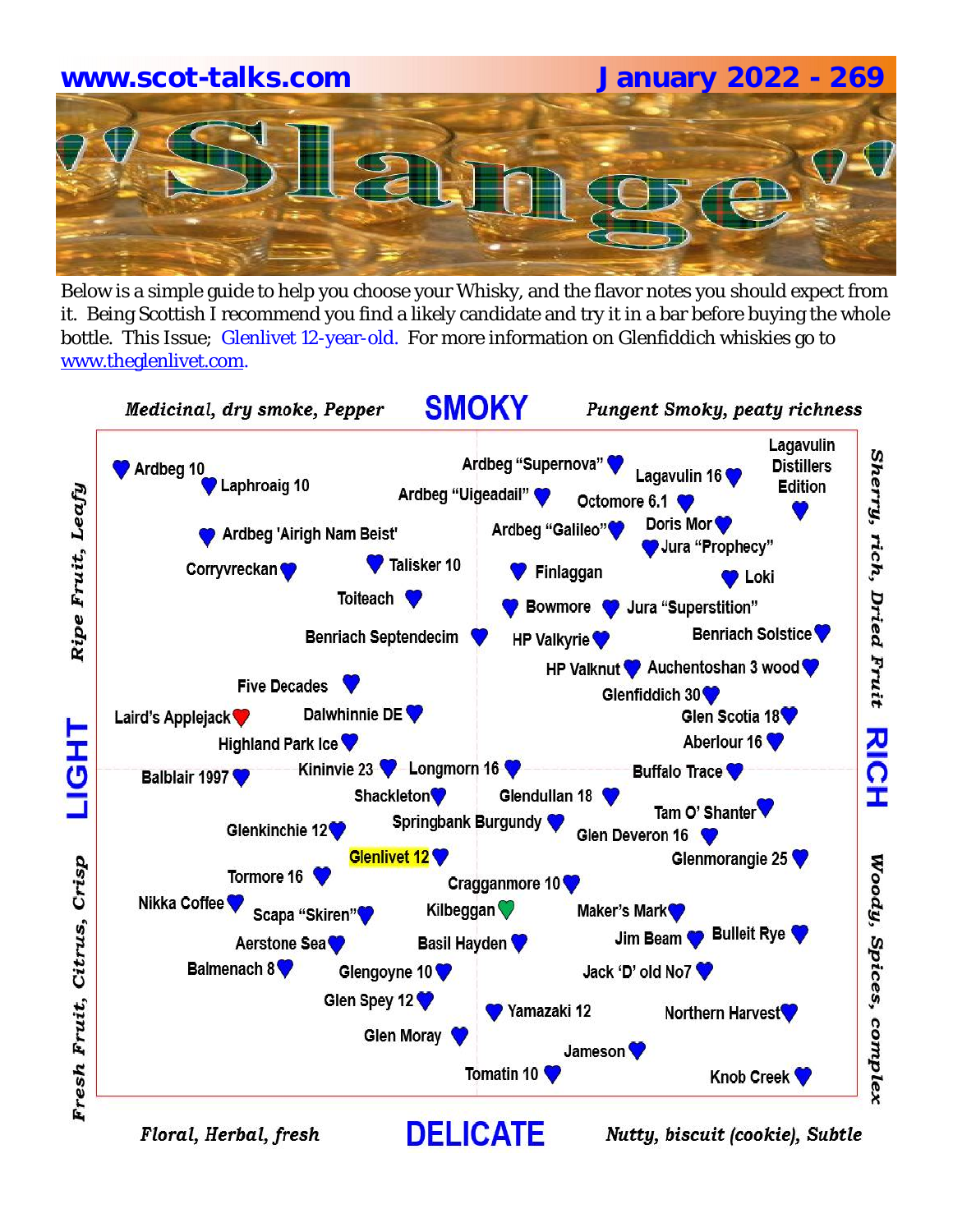# "Slange"

Below is a simple guide to help you choose your Whisky, and the flavor notes you should expect from it. Being Scottish I recommend you find a likely candidate and try it in a bar before buying the whole bottle. This Issue; Glenlivet 12-year-old. For more information on Glenfiddich whiskies go to www.theglenlivet.com.

**SMOKY**

*Medicinal, dry smoke, Pepper* — *Pungent Smoky, peaty richness*

**LIGHT** — *Ripe Fruit, Leafy* / *Fresh Fruit, Citrus, Crisp*

**RICH** — *Sherry, rich, Dried Fruit* / *Woody, Spices, complex*

**DELICATE**

*Floral, Herbal, fresh* — *Nutty, biscuit (cookie), Subtle*

Ardbeg 10, Laphroaig 10, Ardbeg "Supernova", Ardbeg "Uigeadail", Lagavulin 16, Lagavulin Distillers Edition, Octomore 6.1, Ardbeg 'Airigh Nam Beist', Ardbeg "Galileo", Doris Mor, Jura "Prophecy", Corryvreckan, Talisker 10, Finlaggan, Loki, Toiteach, Bowmore, Jura "Superstition", Benriach Septendecim, HP Valkyrie, Benriach Solstice, HP Valknut, Auchentoshan 3 wood, Five Decades, Glenfiddich 30, Laird's Applejack, Dalwhinnie DE, Glen Scotia 18, Highland Park Ice, Aberlour 16, Balblair 1997, Kininvie 23, Longmorn 16, Buffalo Trace, Shackleton, Glendullan 18, Tam O' Shanter, Glenkinchie 12, Springbank Burgundy, Glen Deveron 16, Glenlivet 12, Glenmorangie 25, Tormore 16, Cragganmore 10, Nikka Coffee, Scapa "Skiren", Kilbeggan, Maker's Mark, Aerstone Sea, Basil Hayden, Jim Beam, Bulleit Rye, Balmenach 8, Glengoyne 10, Jack 'D' old No7, Glen Spey 12, Yamazaki 12, Northern Harvest, Glen Moray, Jameson, Tomatin 10, Knob Creek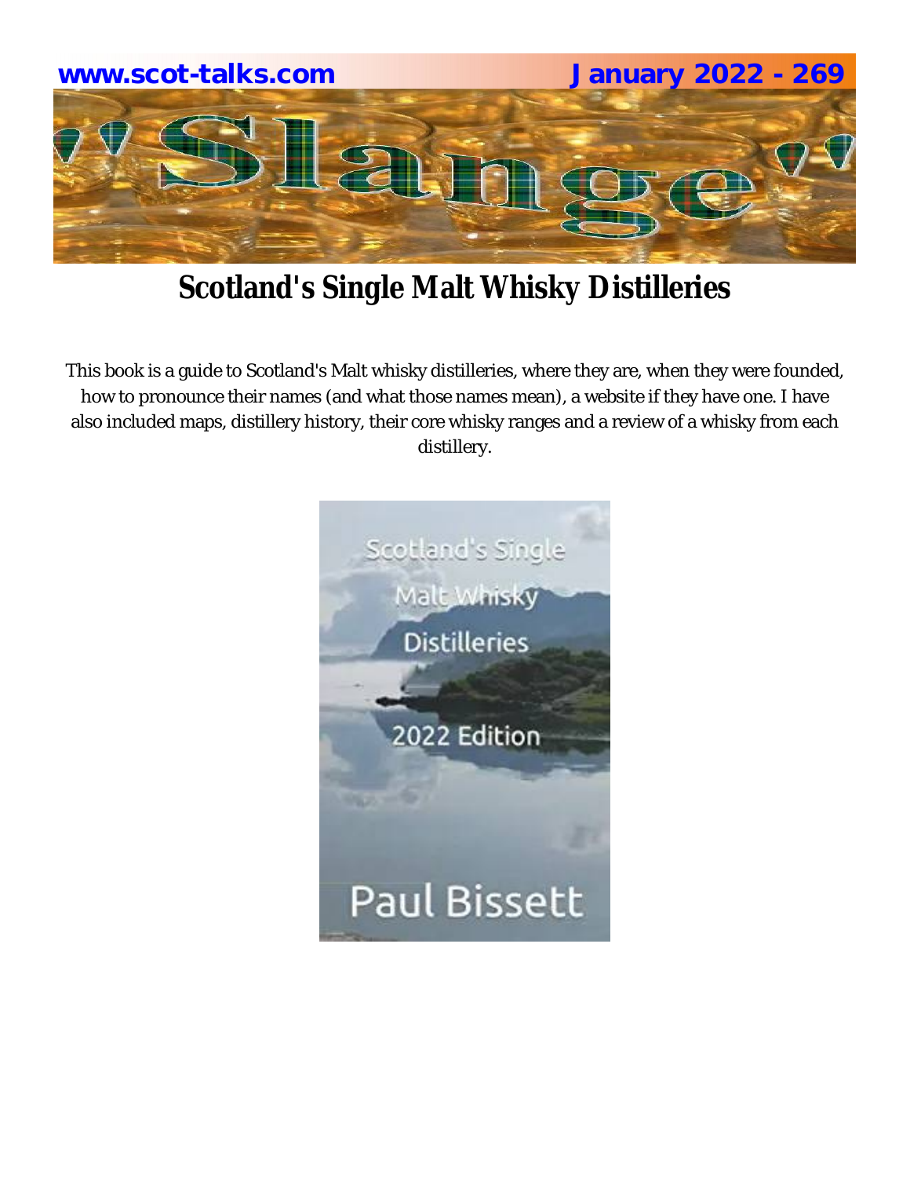# Scotland's Single Malt Whisky Distilleries

This book is a guide to Scotland's Malt whisky distilleries, where they are, when they were founded, how to pronounce their names (and what those names mean), a website if they have one. I have also included maps, distillery history, their core whisky ranges and a review of a whisky from each distillery.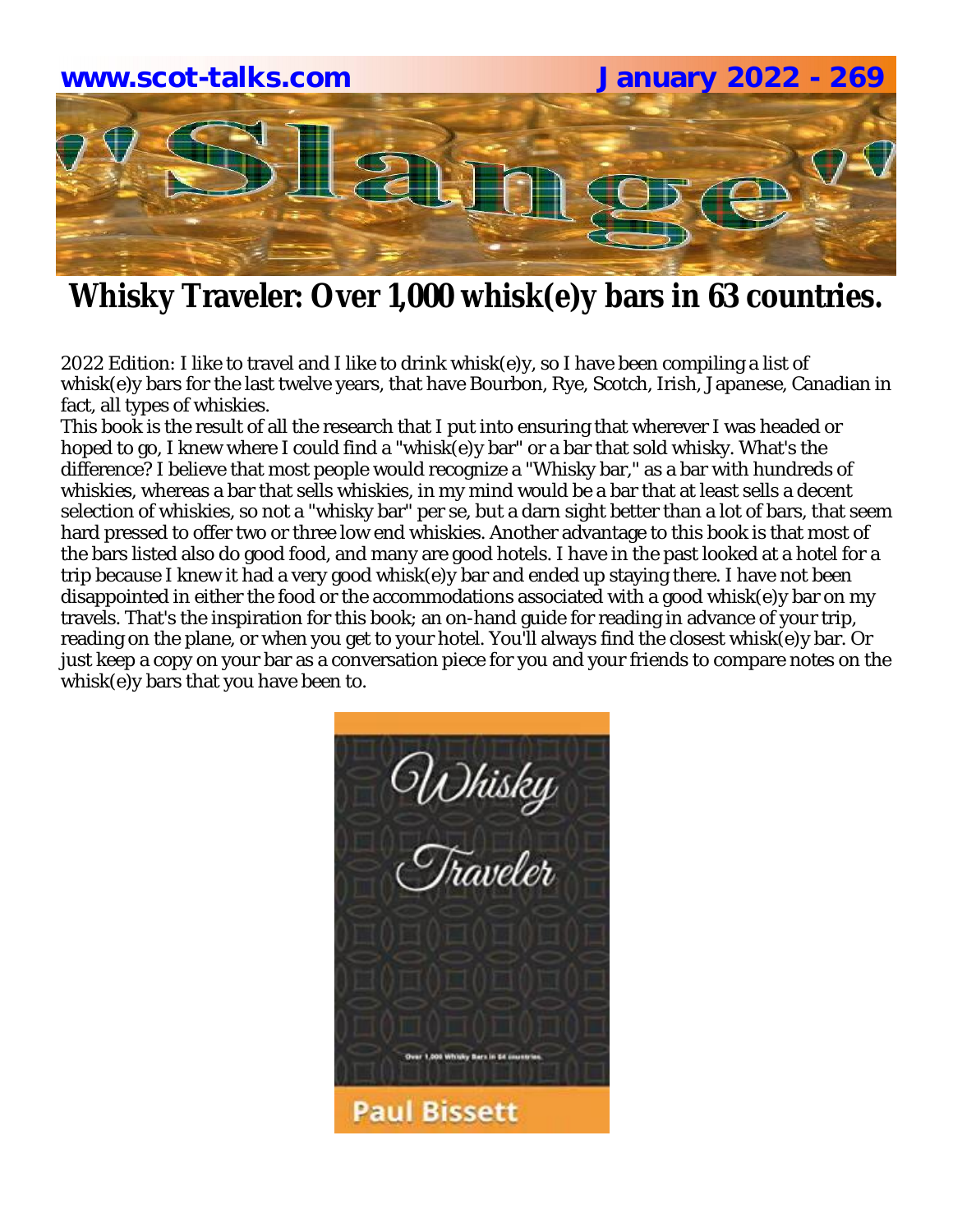# Whisky Traveler: Over 1,000 whisk(e)y bars in 63 countries.

2022 Edition: I like to travel and I like to drink whisk(e)y, so I have been compiling a list of whisk(e)y bars for the last twelve years, that have Bourbon, Rye, Scotch, Irish, Japanese, Canadian in fact, all types of whiskies.

This book is the result of all the research that I put into ensuring that wherever I was headed or hoped to go, I knew where I could find a "whisk(e)y bar" or a bar that sold whisky. What's the difference? I believe that most people would recognize a "Whisky bar," as a bar with hundreds of whiskies, whereas a bar that sells whiskies, in my mind would be a bar that at least sells a decent selection of whiskies, so not a "whisky bar" per se, but a darn sight better than a lot of bars, that seem hard pressed to offer two or three low end whiskies. Another advantage to this book is that most of the bars listed also do good food, and many are good hotels. I have in the past looked at a hotel for a trip because I knew it had a very good whisk(e)y bar and ended up staying there. I have not been disappointed in either the food or the accommodations associated with a good whisk(e)y bar on my travels. That's the inspiration for this book; an on-hand guide for reading in advance of your trip, reading on the plane, or when you get to your hotel. You'll always find the closest whisk(e)y bar. Or just keep a copy on your bar as a conversation piece for you and your friends to compare notes on the whisk(e)y bars that you have been to.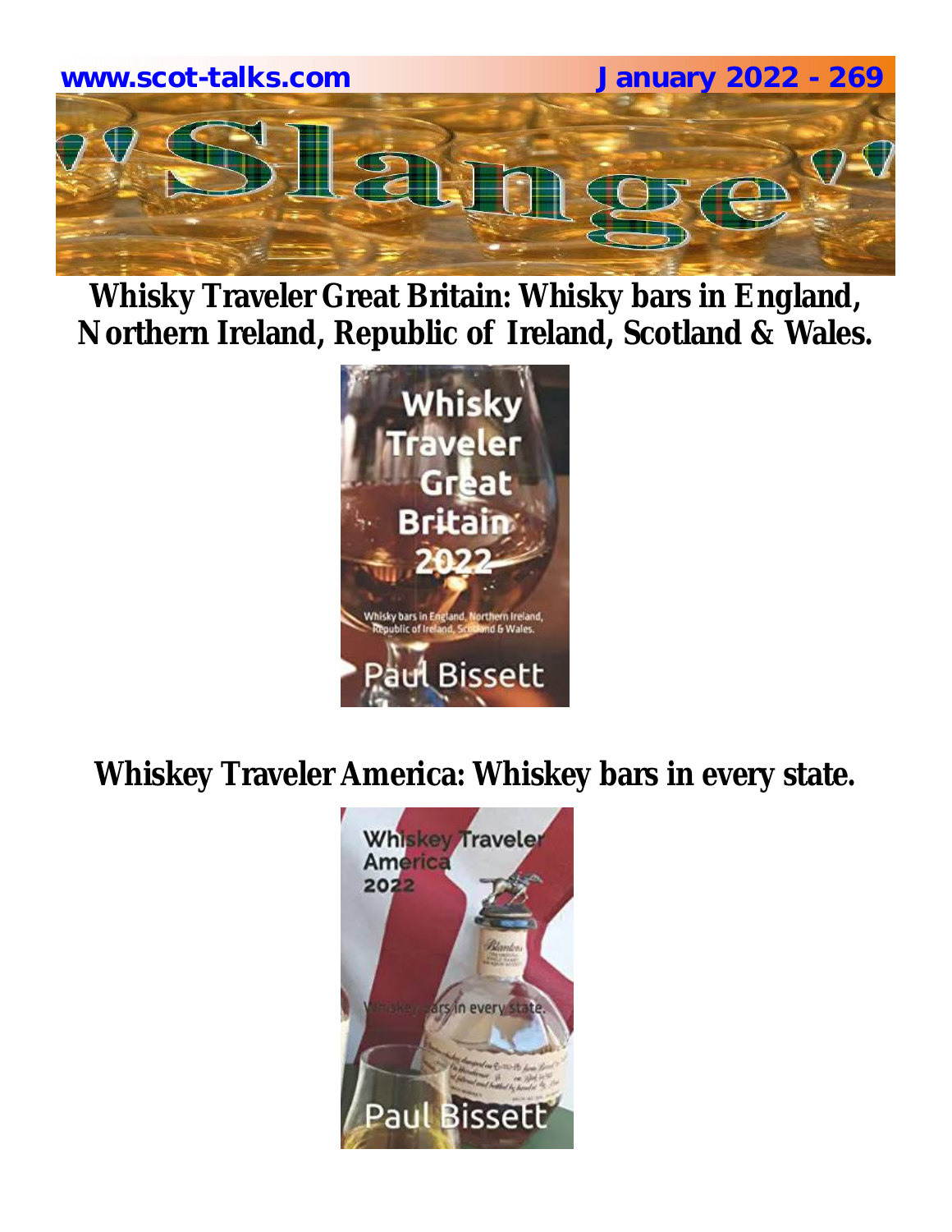Whisky Traveler Great Britain: Whisky bars in England, Northern Ireland, Republic of Ireland, Scotland & Wales.

Whiskey Traveler America: Whiskey bars in every state.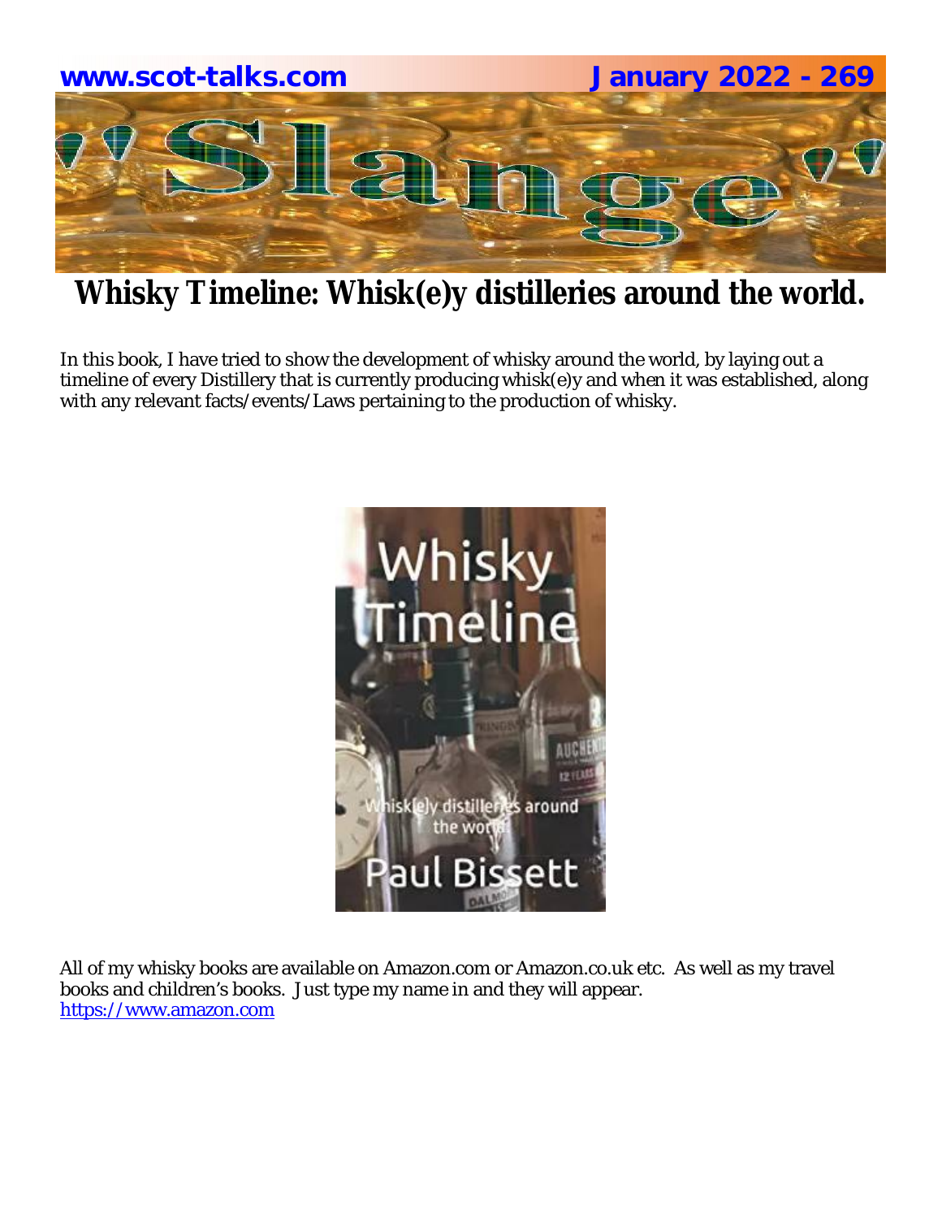# Whisky Timeline: Whisk(e)y distilleries around the world.

In this book, I have tried to show the development of whisky around the world, by laying out a timeline of every Distillery that is currently producing whisk(e)y and when it was established, along with any relevant facts/events/Laws pertaining to the production of whisky.

All of my whisky books are available on Amazon.com or Amazon.co.uk etc. As well as my travel books and children's books. Just type my name in and they will appear.
https://www.amazon.com